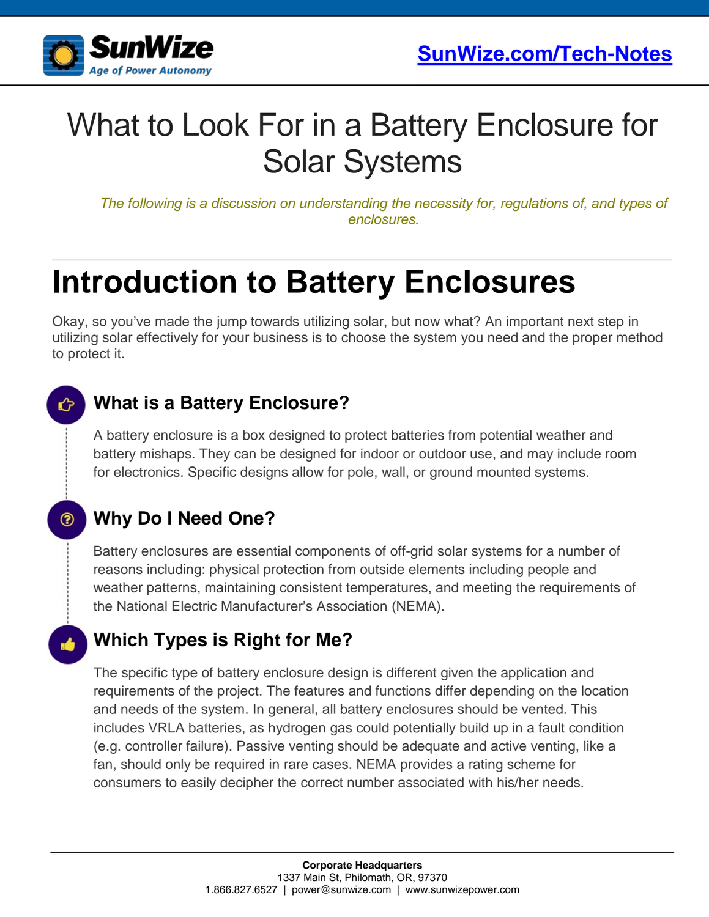# What to Look For in a Battery Enclosure for Solar Systems

*The following is a discussion on understanding the necessity for, regulations of, and types of enclosures.*

## Introduction to Battery Enclosures

Okay, so you've made the jump towards utilizing solar, but now what? An important next step in utilizing solar effectively for your business is to choose the system you need and the proper method to protect it.

### What is a Battery Enclosure?

A battery enclosure is a box designed to protect batteries from potential weather and battery mishaps. They can be designed for indoor or outdoor use, and may include room for electronics. Specific designs allow for pole, wall, or ground mounted systems.

### Why Do I Need One?

Battery enclosures are essential components of off-grid solar systems for a number of reasons including: physical protection from outside elements including people and weather patterns, maintaining consistent temperatures, and meeting the requirements of the National Electric Manufacturer's Association (NEMA).

### Which Types is Right for Me?

The specific type of battery enclosure design is different given the application and requirements of the project. The features and functions differ depending on the location and needs of the system. In general, all battery enclosures should be vented. This includes VRLA batteries, as hydrogen gas could potentially build up in a fault condition (e.g. controller failure). Passive venting should be adequate and active venting, like a fan, should only be required in rare cases. NEMA provides a rating scheme for consumers to easily decipher the correct number associated with his/her needs.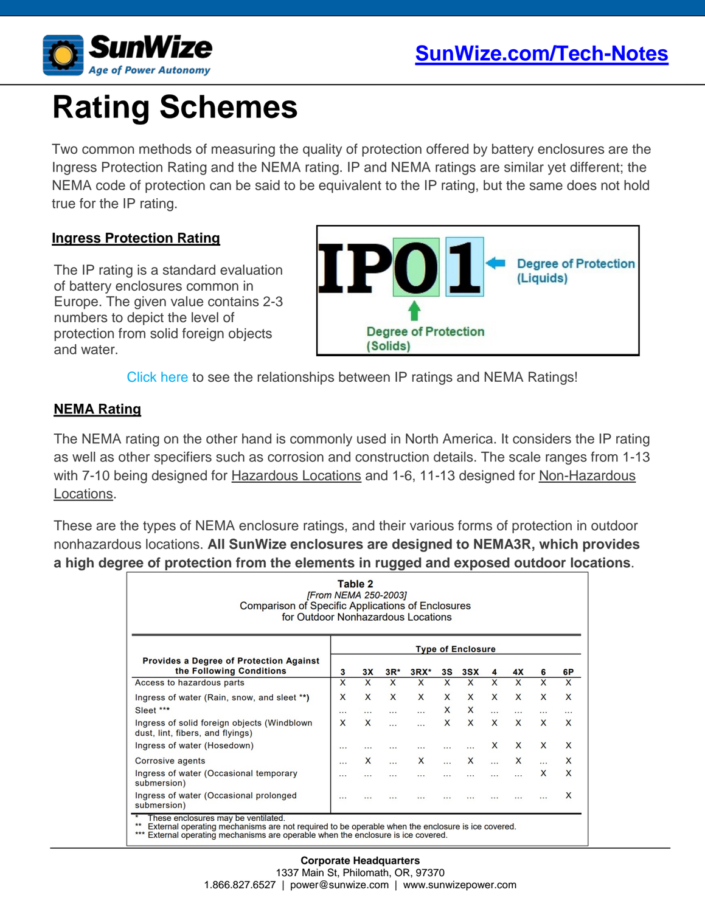# Rating Schemes

Two common methods of measuring the quality of protection offered by battery enclosures are the Ingress Protection Rating and the NEMA rating. IP and NEMA ratings are similar yet different; the NEMA code of protection can be said to be equivalent to the IP rating, but the same does not hold true for the IP rating.

## Ingress Protection Rating

The IP rating is a standard evaluation of battery enclosures common in Europe. The given value contains 2-3 numbers to depict the level of protection from solid foreign objects and water.

IP01 — Degree of Protection (Solids) — Degree of Protection (Liquids)

Click here to see the relationships between IP ratings and NEMA Ratings!

## NEMA Rating

The NEMA rating on the other hand is commonly used in North America. It considers the IP rating as well as other specifiers such as corrosion and construction details. The scale ranges from 1-13 with 7-10 being designed for Hazardous Locations and 1-6, 11-13 designed for Non-Hazardous Locations.

These are the types of NEMA enclosure ratings, and their various forms of protection in outdoor nonhazardous locations. **All SunWize enclosures are designed to NEMA3R, which provides a high degree of protection from the elements in rugged and exposed outdoor locations**.

**Table 2**
*[From NEMA 250-2003]*
Comparison of Specific Applications of Enclosures for Outdoor Nonhazardous Locations

| Provides a Degree of Protection Against the Following Conditions | Type of Enclosure | | | | | | | | | |
|---|---|---|---|---|---|---|---|---|---|---|
| | 3 | 3X | 3R* | 3RX* | 3S | 3SX | 4 | 4X | 6 | 6P |
| Access to hazardous parts | X | X | X | X | X | X | X | X | X | X |
| Ingress of water (Rain, snow, and sleet **) | X | X | X | X | X | X | X | X | X | X |
| Sleet *** | ... | ... | ... | ... | X | X | ... | ... | ... | ... |
| Ingress of solid foreign objects (Windblown dust, lint, fibers, and flyings) | X | X | ... | ... | X | X | X | X | X | X |
| Ingress of water (Hosedown) | ... | ... | ... | ... | ... | ... | X | X | X | X |
| Corrosive agents | ... | X | ... | X | ... | X | ... | X | ... | X |
| Ingress of water (Occasional temporary submersion) | ... | ... | ... | ... | ... | ... | ... | ... | X | X |
| Ingress of water (Occasional prolonged submersion) | ... | ... | ... | ... | ... | ... | ... | ... | ... | X |

\* These enclosures may be ventilated.
\*\* External operating mechanisms are not required to be operable when the enclosure is ice covered.
\*\*\* External operating mechanisms are operable when the enclosure is ice covered.

**Corporate Headquarters**
1337 Main St, Philomath, OR, 97370
1.866.827.6527 | power@sunwize.com | www.sunwizepower.com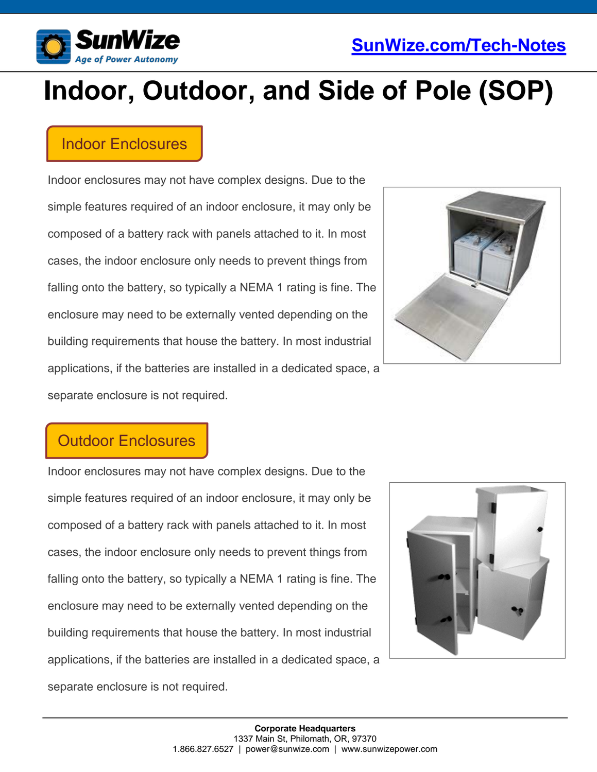# Indoor, Outdoor, and Side of Pole (SOP)

## Indoor Enclosures

Indoor enclosures may not have complex designs. Due to the simple features required of an indoor enclosure, it may only be composed of a battery rack with panels attached to it. In most cases, the indoor enclosure only needs to prevent things from falling onto the battery, so typically a NEMA 1 rating is fine. The enclosure may need to be externally vented depending on the building requirements that house the battery. In most industrial applications, if the batteries are installed in a dedicated space, a separate enclosure is not required.

## Outdoor Enclosures

Indoor enclosures may not have complex designs. Due to the simple features required of an indoor enclosure, it may only be composed of a battery rack with panels attached to it. In most cases, the indoor enclosure only needs to prevent things from falling onto the battery, so typically a NEMA 1 rating is fine. The enclosure may need to be externally vented depending on the building requirements that house the battery. In most industrial applications, if the batteries are installed in a dedicated space, a separate enclosure is not required.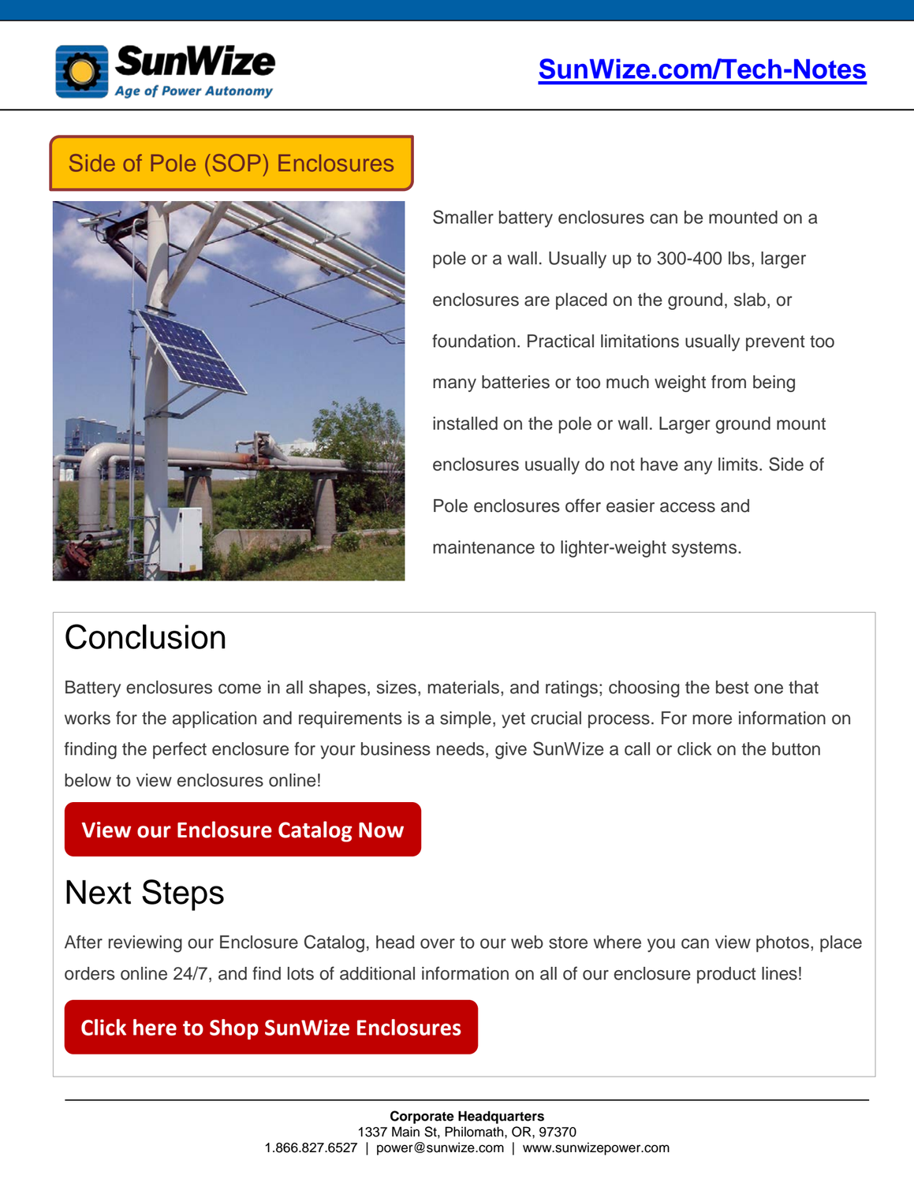## Side of Pole (SOP) Enclosures

Smaller battery enclosures can be mounted on a pole or a wall. Usually up to 300-400 lbs, larger enclosures are placed on the ground, slab, or foundation. Practical limitations usually prevent too many batteries or too much weight from being installed on the pole or wall. Larger ground mount enclosures usually do not have any limits. Side of Pole enclosures offer easier access and maintenance to lighter-weight systems.

# Conclusion

Battery enclosures come in all shapes, sizes, materials, and ratings; choosing the best one that works for the application and requirements is a simple, yet crucial process. For more information on finding the perfect enclosure for your business needs, give SunWize a call or click on the button below to view enclosures online!

**View our Enclosure Catalog Now**

# Next Steps

After reviewing our Enclosure Catalog, head over to our web store where you can view photos, place orders online 24/7, and find lots of additional information on all of our enclosure product lines!

**Click here to Shop SunWize Enclosures**

**Corporate Headquarters**
1337 Main St, Philomath, OR, 97370
1.866.827.6527 | power@sunwize.com | www.sunwizepower.com